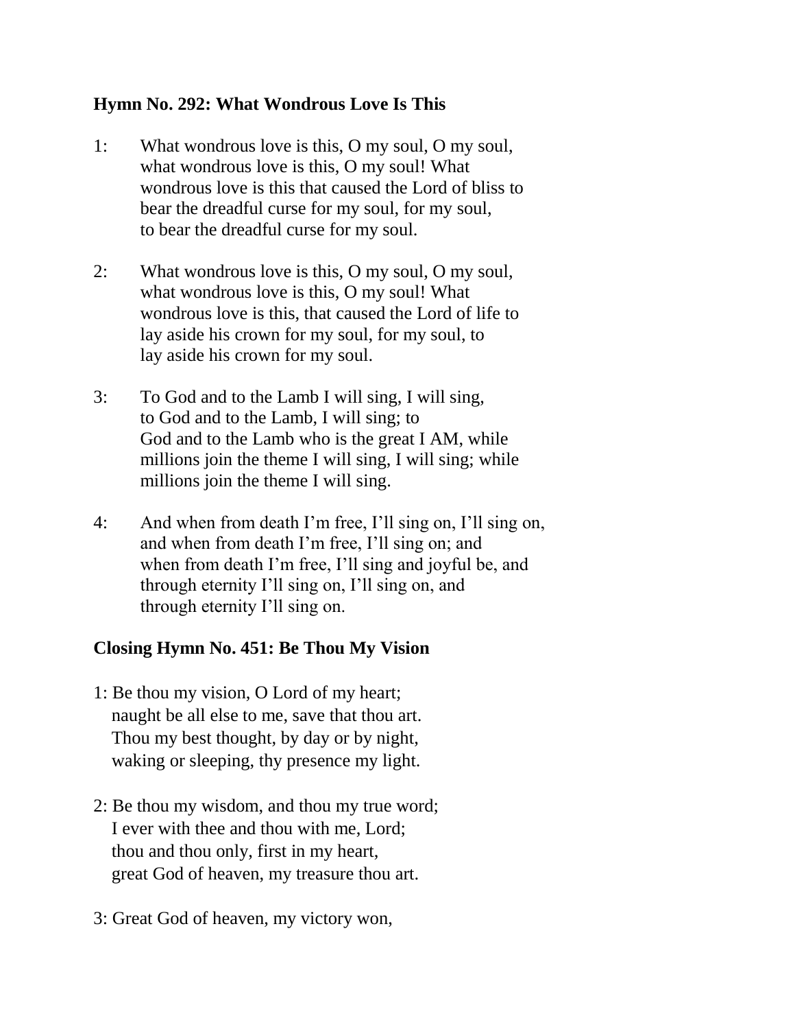**Hymn No. 292: What Wondrous Love Is This**

1: What wondrous love is this, O my soul, O my soul,
what wondrous love is this, O my soul! What
wondrous love is this that caused the Lord of bliss to
bear the dreadful curse for my soul, for my soul,
to bear the dreadful curse for my soul.

2: What wondrous love is this, O my soul, O my soul,
what wondrous love is this, O my soul! What
wondrous love is this, that caused the Lord of life to
lay aside his crown for my soul, for my soul, to
lay aside his crown for my soul.

3: To God and to the Lamb I will sing, I will sing,
to God and to the Lamb, I will sing; to
God and to the Lamb who is the great I AM, while
millions join the theme I will sing, I will sing; while
millions join the theme I will sing.

4: And when from death I'm free, I'll sing on, I'll sing on,
and when from death I'm free, I'll sing on; and
when from death I'm free, I'll sing and joyful be, and
through eternity I'll sing on, I'll sing on, and
through eternity I'll sing on.

**Closing Hymn No. 451: Be Thou My Vision**

1: Be thou my vision, O Lord of my heart;
naught be all else to me, save that thou art.
Thou my best thought, by day or by night,
waking or sleeping, thy presence my light.

2: Be thou my wisdom, and thou my true word;
I ever with thee and thou with me, Lord;
thou and thou only, first in my heart,
great God of heaven, my treasure thou art.

3: Great God of heaven, my victory won,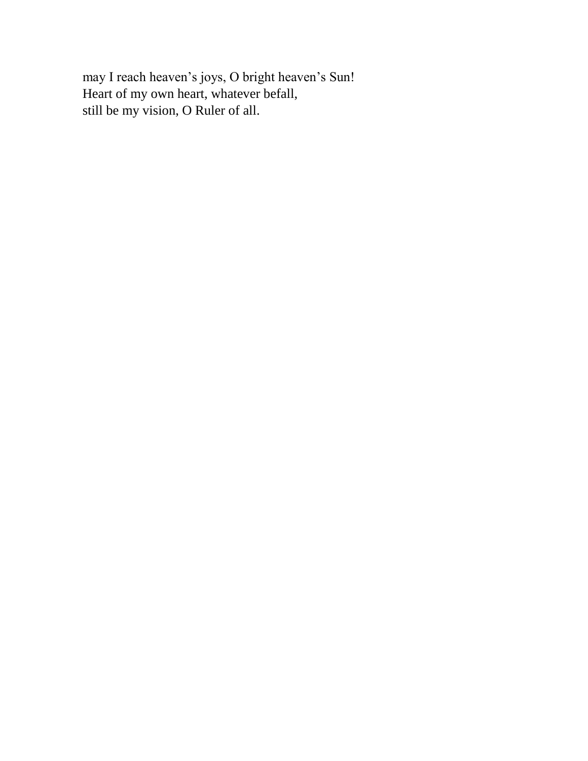may I reach heaven's joys, O bright heaven's Sun!
Heart of my own heart, whatever befall,
still be my vision, O Ruler of all.